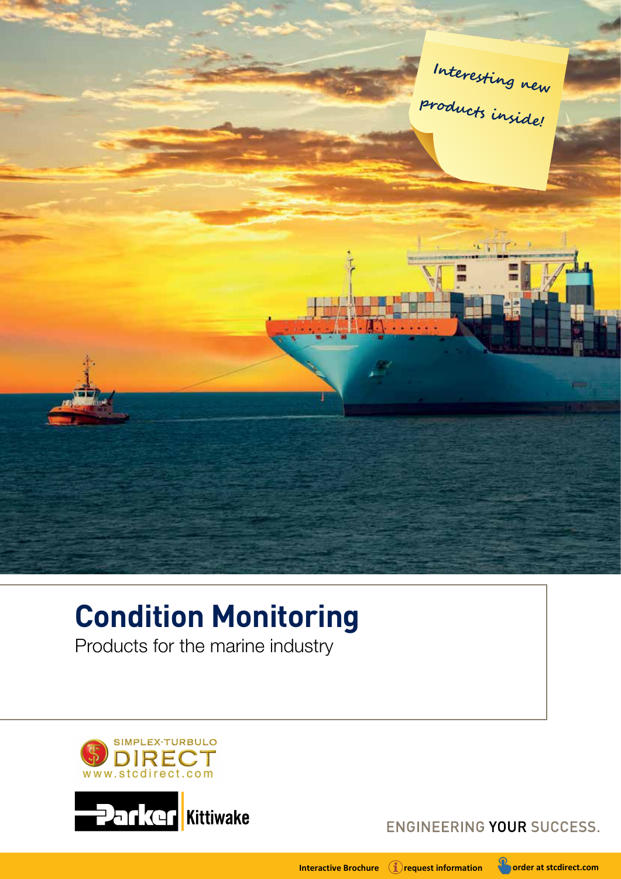Interesting new products inside!

# Condition Monitoring

Products for the marine industry

SIMPLEX-TURBULO DIRECT www.stcdirect.com

Parker Kittiwake

ENGINEERING YOUR SUCCESS.

Interactive Brochure request information order at stcdirect.com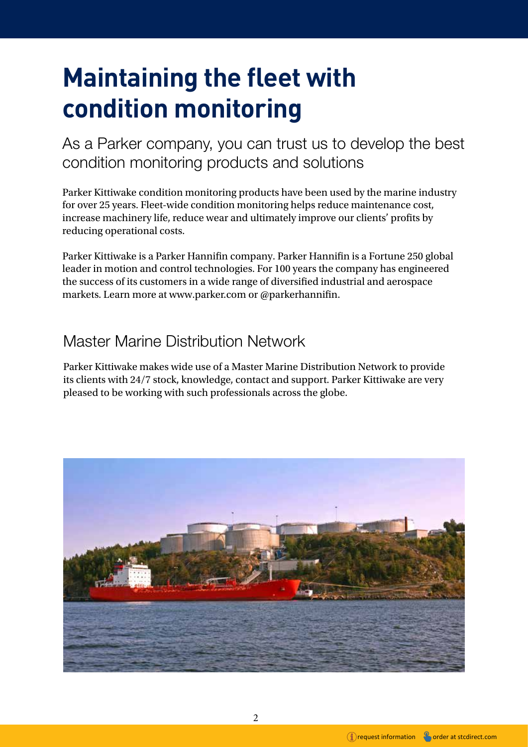# Maintaining the fleet with condition monitoring

## As a Parker company, you can trust us to develop the best condition monitoring products and solutions

Parker Kittiwake condition monitoring products have been used by the marine industry for over 25 years. Fleet-wide condition monitoring helps reduce maintenance cost, increase machinery life, reduce wear and ultimately improve our clients' profits by reducing operational costs.

Parker Kittiwake is a Parker Hannifin company. Parker Hannifin is a Fortune 250 global leader in motion and control technologies. For 100 years the company has engineered the success of its customers in a wide range of diversified industrial and aerospace markets. Learn more at www.parker.com or @parkerhannifin.

## Master Marine Distribution Network

Parker Kittiwake makes wide use of a Master Marine Distribution Network to provide its clients with 24/7 stock, knowledge, contact and support. Parker Kittiwake are very pleased to be working with such professionals across the globe.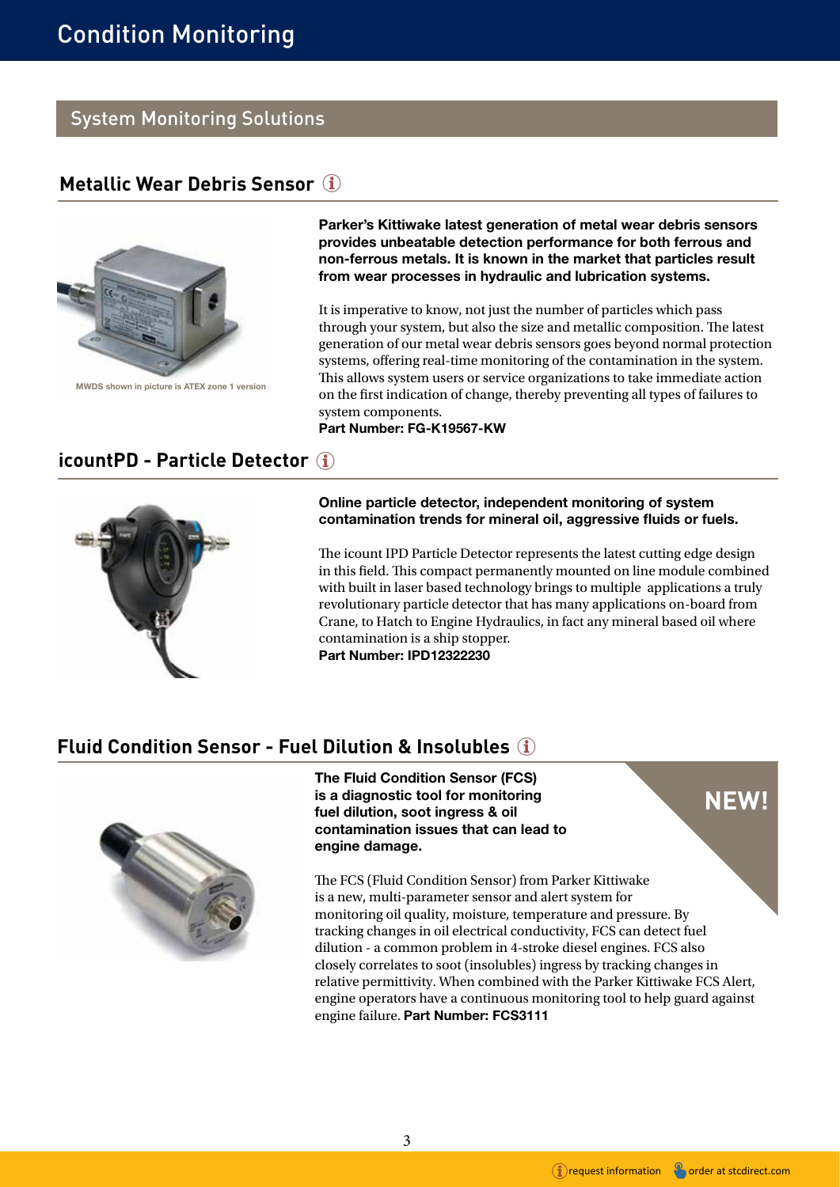# Condition Monitoring

## System Monitoring Solutions

### Metallic Wear Debris Sensor

MWDS shown in picture is ATEX zone 1 version

**Parker's Kittiwake latest generation of metal wear debris sensors provides unbeatable detection performance for both ferrous and non-ferrous metals. It is known in the market that particles result from wear processes in hydraulic and lubrication systems.**

It is imperative to know, not just the number of particles which pass through your system, but also the size and metallic composition. The latest generation of our metal wear debris sensors goes beyond normal protection systems, offering real-time monitoring of the contamination in the system. This allows system users or service organizations to take immediate action on the first indication of change, thereby preventing all types of failures to system components.

**Part Number: FG-K19567-KW**

### icountPD - Particle Detector

**Online particle detector, independent monitoring of system contamination trends for mineral oil, aggressive fluids or fuels.**

The icount IPD Particle Detector represents the latest cutting edge design in this field. This compact permanently mounted on line module combined with built in laser based technology brings to multiple applications a truly revolutionary particle detector that has many applications on-board from Crane, to Hatch to Engine Hydraulics, in fact any mineral based oil where contamination is a ship stopper.

**Part Number: IPD12322230**

### Fluid Condition Sensor - Fuel Dilution & Insolubles

**NEW!**

**The Fluid Condition Sensor (FCS) is a diagnostic tool for monitoring fuel dilution, soot ingress & oil contamination issues that can lead to engine damage.**

The FCS (Fluid Condition Sensor) from Parker Kittiwake is a new, multi-parameter sensor and alert system for monitoring oil quality, moisture, temperature and pressure. By tracking changes in oil electrical conductivity, FCS can detect fuel dilution - a common problem in 4-stroke diesel engines. FCS also closely correlates to soot (insolubles) ingress by tracking changes in relative permittivity. When combined with the Parker Kittiwake FCS Alert, engine operators have a continuous monitoring tool to help guard against engine failure. **Part Number: FCS3111**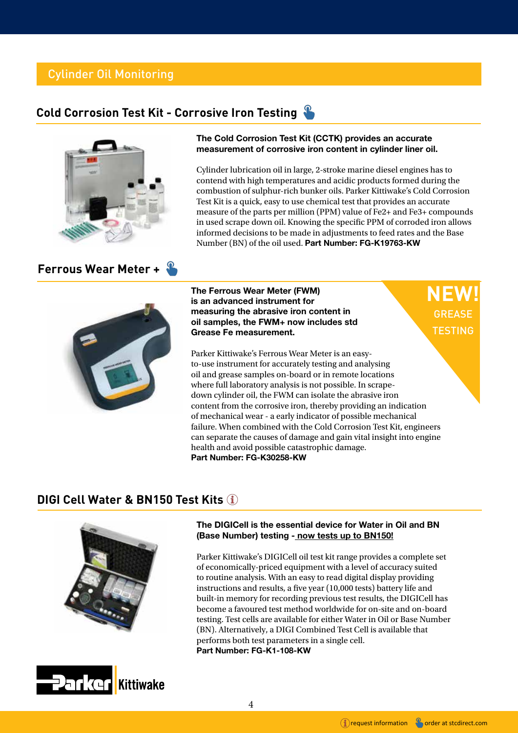## Cylinder Oil Monitoring

### Cold Corrosion Test Kit - Corrosive Iron Testing

**The Cold Corrosion Test Kit (CCTK) provides an accurate measurement of corrosive iron content in cylinder liner oil.**

Cylinder lubrication oil in large, 2-stroke marine diesel engines has to contend with high temperatures and acidic products formed during the combustion of sulphur-rich bunker oils. Parker Kittiwake's Cold Corrosion Test Kit is a quick, easy to use chemical test that provides an accurate measure of the parts per million (PPM) value of $Fe^{2+}$ and $Fe^{3+}$ compounds in used scrape down oil. Knowing the specific PPM of corroded iron allows informed decisions to be made in adjustments to feed rates and the Base Number (BN) of the oil used. **Part Number: FG-K19763-KW**

### Ferrous Wear Meter +

**NEW!** GREASE TESTING

**The Ferrous Wear Meter (FWM) is an advanced instrument for measuring the abrasive iron content in oil samples, the FWM+ now includes std Grease Fe measurement.**

Parker Kittiwake's Ferrous Wear Meter is an easy-to-use instrument for accurately testing and analysing oil and grease samples on-board or in remote locations where full laboratory analysis is not possible. In scrape-down cylinder oil, the FWM can isolate the abrasive iron content from the corrosive iron, thereby providing an indication of mechanical wear - a early indicator of possible mechanical failure. When combined with the Cold Corrosion Test Kit, engineers can separate the causes of damage and gain vital insight into engine health and avoid possible catastrophic damage.
**Part Number: FG-K30258-KW**

### DIGI Cell Water & BN150 Test Kits

**The DIGICell is the essential device for Water in Oil and BN (Base Number) testing - now tests up to BN150!**

Parker Kittiwake's DIGICell oil test kit range provides a complete set of economically-priced equipment with a level of accuracy suited to routine analysis. With an easy to read digital display providing instructions and results, a five year (10,000 tests) battery life and built-in memory for recording previous test results, the DIGICell has become a favoured test method worldwide for on-site and on-board testing. Test cells are available for either Water in Oil or Base Number (BN). Alternatively, a DIGI Combined Test Cell is available that performs both test parameters in a single cell.
**Part Number: FG-K1-108-KW**

Parker Kittiwake

request information    order at stcdirect.com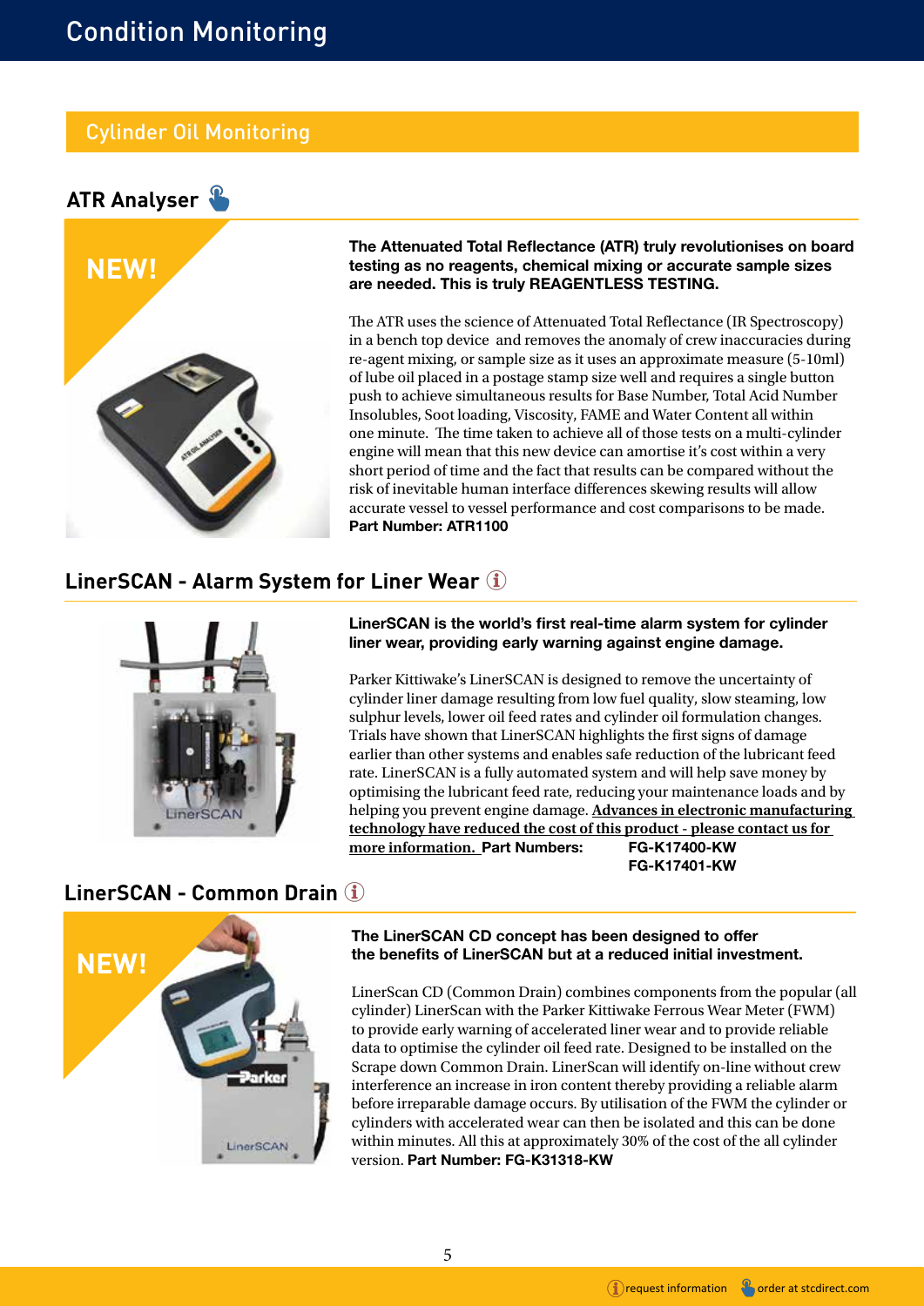# Condition Monitoring

## Cylinder Oil Monitoring

### ATR Analyser

NEW!

**The Attenuated Total Reflectance (ATR) truly revolutionises on board testing as no reagents, chemical mixing or accurate sample sizes are needed. This is truly REAGENTLESS TESTING.**

The ATR uses the science of Attenuated Total Reflectance (IR Spectroscopy) in a bench top device and removes the anomaly of crew inaccuracies during re-agent mixing, or sample size as it uses an approximate measure (5-10ml) of lube oil placed in a postage stamp size well and requires a single button push to achieve simultaneous results for Base Number, Total Acid Number Insolubles, Soot loading, Viscosity, FAME and Water Content all within one minute. The time taken to achieve all of those tests on a multi-cylinder engine will mean that this new device can amortise it's cost within a very short period of time and the fact that results can be compared without the risk of inevitable human interface differences skewing results will allow accurate vessel to vessel performance and cost comparisons to be made.
**Part Number: ATR1100**

### LinerSCAN - Alarm System for Liner Wear

**LinerSCAN is the world's first real-time alarm system for cylinder liner wear, providing early warning against engine damage.**

Parker Kittiwake's LinerSCAN is designed to remove the uncertainty of cylinder liner damage resulting from low fuel quality, slow steaming, low sulphur levels, lower oil feed rates and cylinder oil formulation changes. Trials have shown that LinerSCAN highlights the first signs of damage earlier than other systems and enables safe reduction of the lubricant feed rate. LinerSCAN is a fully automated system and will help save money by optimising the lubricant feed rate, reducing your maintenance loads and by helping you prevent engine damage. **Advances in electronic manufacturing technology have reduced the cost of this product - please contact us for more information.** **Part Numbers: FG-K17400-KW FG-K17401-KW**

### LinerSCAN - Common Drain

NEW!

**The LinerSCAN CD concept has been designed to offer the benefits of LinerSCAN but at a reduced initial investment.**

LinerScan CD (Common Drain) combines components from the popular (all cylinder) LinerScan with the Parker Kittiwake Ferrous Wear Meter (FWM) to provide early warning of accelerated liner wear and to provide reliable data to optimise the cylinder oil feed rate. Designed to be installed on the Scrape down Common Drain. LinerScan will identify on-line without crew interference an increase in iron content thereby providing a reliable alarm before irreparable damage occurs. By utilisation of the FWM the cylinder or cylinders with accelerated wear can then be isolated and this can be done within minutes. All this at approximately 30% of the cost of the all cylinder version. **Part Number: FG-K31318-KW**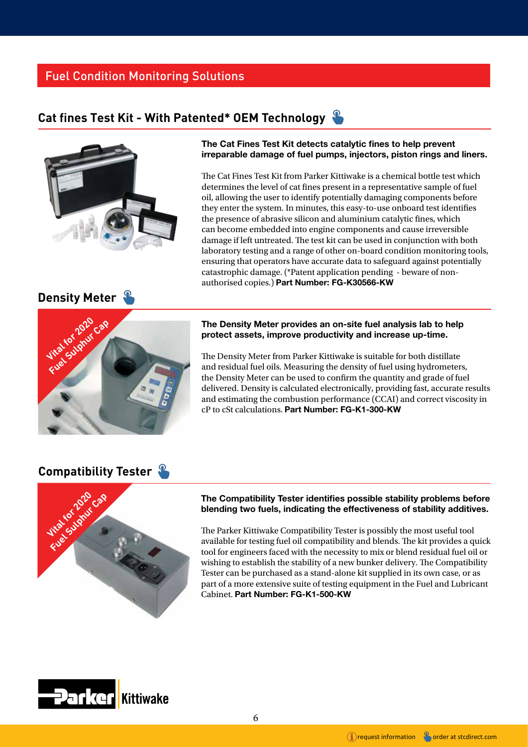## Fuel Condition Monitoring Solutions

### Cat fines Test Kit - With Patented* OEM Technology

**The Cat Fines Test Kit detects catalytic fines to help prevent irreparable damage of fuel pumps, injectors, piston rings and liners.**

The Cat Fines Test Kit from Parker Kittiwake is a chemical bottle test which determines the level of cat fines present in a representative sample of fuel oil, allowing the user to identify potentially damaging components before they enter the system. In minutes, this easy-to-use onboard test identifies the presence of abrasive silicon and aluminium catalytic fines, which can become embedded into engine components and cause irreversible damage if left untreated. The test kit can be used in conjunction with both laboratory testing and a range of other on-board condition monitoring tools, ensuring that operators have accurate data to safeguard against potentially catastrophic damage. (*Patent application pending - beware of non-authorised copies.) **Part Number: FG-K30566-KW**

### Density Meter

Vital for 2020 Fuel Sulphur Cap

**The Density Meter provides an on-site fuel analysis lab to help protect assets, improve productivity and increase up-time.**

The Density Meter from Parker Kittiwake is suitable for both distillate and residual fuel oils. Measuring the density of fuel using hydrometers, the Density Meter can be used to confirm the quantity and grade of fuel delivered. Density is calculated electronically, providing fast, accurate results and estimating the combustion performance (CCAI) and correct viscosity in cP to cSt calculations. **Part Number: FG-K1-300-KW**

### Compatibility Tester

Vital for 2020 Fuel Sulphur Cap

**The Compatibility Tester identifies possible stability problems before blending two fuels, indicating the effectiveness of stability additives.**

The Parker Kittiwake Compatibility Tester is possibly the most useful tool available for testing fuel oil compatibility and blends. The kit provides a quick tool for engineers faced with the necessity to mix or blend residual fuel oil or wishing to establish the stability of a new bunker delivery. The Compatibility Tester can be purchased as a stand-alone kit supplied in its own case, or as part of a more extensive suite of testing equipment in the Fuel and Lubricant Cabinet. **Part Number: FG-K1-500-KW**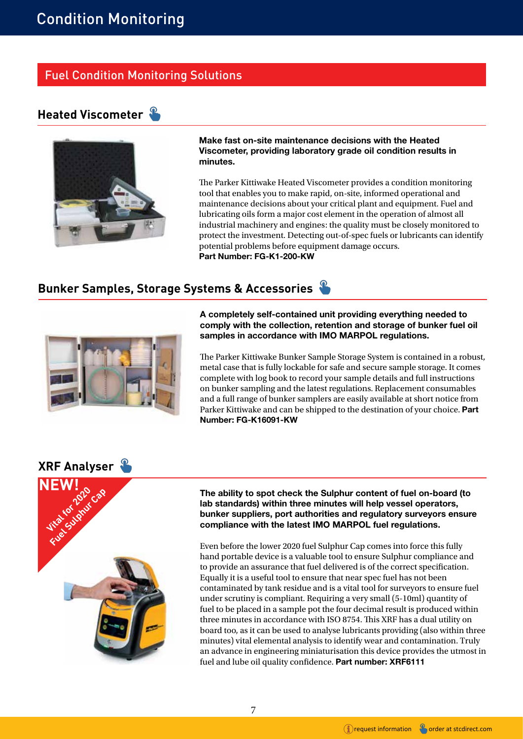# Condition Monitoring

## Fuel Condition Monitoring Solutions

### Heated Viscometer

**Make fast on-site maintenance decisions with the Heated Viscometer, providing laboratory grade oil condition results in minutes.**

The Parker Kittiwake Heated Viscometer provides a condition monitoring tool that enables you to make rapid, on-site, informed operational and maintenance decisions about your critical plant and equipment. Fuel and lubricating oils form a major cost element in the operation of almost all industrial machinery and engines: the quality must be closely monitored to protect the investment. Detecting out-of-spec fuels or lubricants can identify potential problems before equipment damage occurs.
**Part Number: FG-K1-200-KW**

### Bunker Samples, Storage Systems & Accessories

**A completely self-contained unit providing everything needed to comply with the collection, retention and storage of bunker fuel oil samples in accordance with IMO MARPOL regulations.**

The Parker Kittiwake Bunker Sample Storage System is contained in a robust, metal case that is fully lockable for safe and secure sample storage. It comes complete with log book to record your sample details and full instructions on bunker sampling and the latest regulations. Replacement consumables and a full range of bunker samplers are easily available at short notice from Parker Kittiwake and can be shipped to the destination of your choice. **Part Number: FG-K16091-KW**

### XRF Analyser

**NEW!** Vital for 2020 Fuel Sulphur Cap

**The ability to spot check the Sulphur content of fuel on-board (to lab standards) within three minutes will help vessel operators, bunker suppliers, port authorities and regulatory surveyors ensure compliance with the latest IMO MARPOL fuel regulations.**

Even before the lower 2020 fuel Sulphur Cap comes into force this fully hand portable device is a valuable tool to ensure Sulphur compliance and to provide an assurance that fuel delivered is of the correct specification. Equally it is a useful tool to ensure that near spec fuel has not been contaminated by tank residue and is a vital tool for surveyors to ensure fuel under scrutiny is compliant. Requiring a very small (5-10ml) quantity of fuel to be placed in a sample pot the four decimal result is produced within three minutes in accordance with ISO 8754. This XRF has a dual utility on board too, as it can be used to analyse lubricants providing (also within three minutes) vital elemental analysis to identify wear and contamination. Truly an advance in engineering miniaturisation this device provides the utmost in fuel and lube oil quality confidence. **Part number: XRF6111**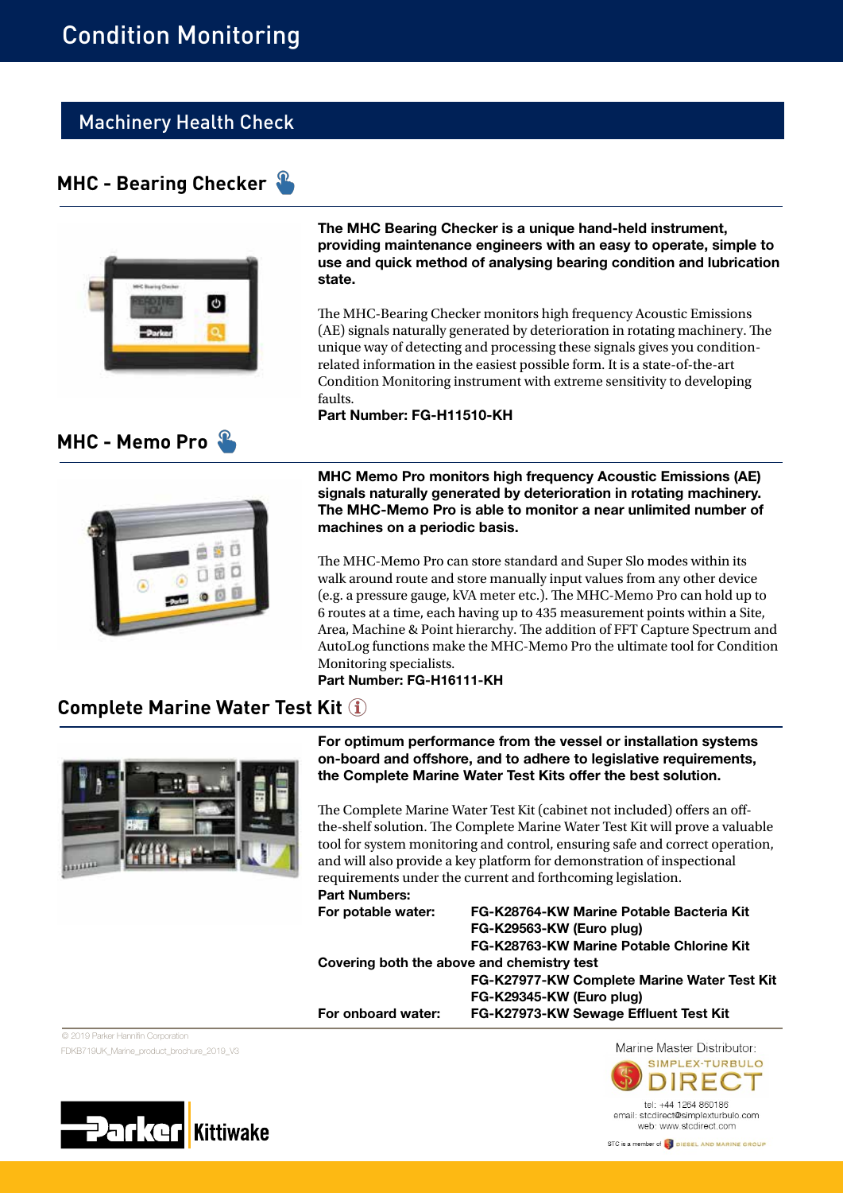# Condition Monitoring

## Machinery Health Check

### MHC - Bearing Checker

**The MHC Bearing Checker is a unique hand-held instrument, providing maintenance engineers with an easy to operate, simple to use and quick method of analysing bearing condition and lubrication state.**

The MHC-Bearing Checker monitors high frequency Acoustic Emissions (AE) signals naturally generated by deterioration in rotating machinery. The unique way of detecting and processing these signals gives you condition-related information in the easiest possible form. It is a state-of-the-art Condition Monitoring instrument with extreme sensitivity to developing faults.

**Part Number: FG-H11510-KH**

### MHC - Memo Pro

**MHC Memo Pro monitors high frequency Acoustic Emissions (AE) signals naturally generated by deterioration in rotating machinery. The MHC-Memo Pro is able to monitor a near unlimited number of machines on a periodic basis.**

The MHC-Memo Pro can store standard and Super Slo modes within its walk around route and store manually input values from any other device (e.g. a pressure gauge, kVA meter etc.). The MHC-Memo Pro can hold up to 6 routes at a time, each having up to 435 measurement points within a Site, Area, Machine & Point hierarchy. The addition of FFT Capture Spectrum and AutoLog functions make the MHC-Memo Pro the ultimate tool for Condition Monitoring specialists.

**Part Number: FG-H16111-KH**

### Complete Marine Water Test Kit

**For optimum performance from the vessel or installation systems on-board and offshore, and to adhere to legislative requirements, the Complete Marine Water Test Kits offer the best solution.**

The Complete Marine Water Test Kit (cabinet not included) offers an off-the-shelf solution. The Complete Marine Water Test Kit will prove a valuable tool for system monitoring and control, ensuring safe and correct operation, and will also provide a key platform for demonstration of inspectional requirements under the current and forthcoming legislation.

**Part Numbers:**

| | |
|---|---|
| **For potable water:** | **FG-K28764-KW Marine Potable Bacteria Kit** |
| | **FG-K29563-KW (Euro plug)** |
| | **FG-K28763-KW Marine Potable Chlorine Kit** |
| **Covering both the above and chemistry test** | |
| | **FG-K27977-KW Complete Marine Water Test Kit** |
| | **FG-K29345-KW (Euro plug)** |
| **For onboard water:** | **FG-K27973-KW Sewage Effluent Test Kit** |

© 2019 Parker Hannifin Corporation

FDKB719UK_Marine_product_brochure_2019_V3

Marine Master Distributor:
SIMPLEX-TURBULO DIRECT
tel: +44 1264 860186
email: stcdirect@simplexturbulo.com
web: www.stcdirect.com
STC is a member of DIESEL AND MARINE GROUP

Parker Kittiwake